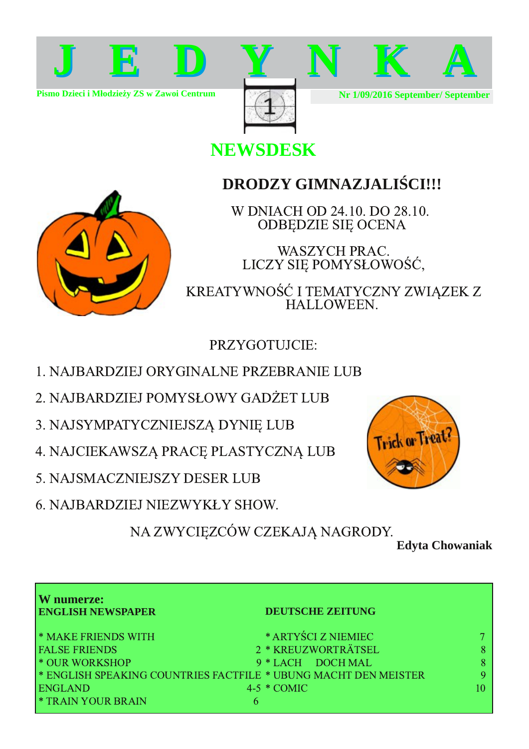# J E D Y N K A

**Pismo Dzieci i Młodzieży ZS w Zawoi Centrum**

**Nr 1/09/2016 September/ September**

## NEWSDESK

### DRODZY GIMNAZJALIŚCI!!!

W DNIACH OD 24.10. DO 28.10.
ODBĘDZIE SIĘ OCENA

WASZYCH PRAC.
LICZY SIĘ POMYSŁOWOŚĆ,

KREATYWNOŚĆ I TEMATYCZNY ZWIĄZEK Z HALLOWEEN.

PRZYGOTUJCIE:

1. NAJBARDZIEJ ORYGINALNE PRZEBRANIE LUB
2. NAJBARDZIEJ POMYSŁOWY GADŻET LUB
3. NAJSYMPATYCZNIEJSZĄ DYNIĘ LUB
4. NAJCIEKAWSZĄ PRACĘ PLASTYCZNĄ LUB
5. NAJSMACZNIEJSZY DESER LUB
6. NAJBARDZIEJ NIEZWYKŁY SHOW.

NA ZWYCIĘZCÓW CZEKAJĄ NAGRODY.

**Edyta Chowaniak**

**W numerze:**

**ENGLISH NEWSPAPER**

- * MAKE FRIENDS WITH FALSE FRIENDS 2
- * OUR WORKSHOP 9
- * ENGLISH SPEAKING COUNTRIES FACTFILE ENGLAND 4-5
- * TRAIN YOUR BRAIN 6

**DEUTSCHE ZEITUNG**

- * ARTYŚCI Z NIEMIEC 7
- * KREUZWORTRÄTSEL 8
- * LACH DOCH MAL 8
- * UBUNG MACHT DEN MEISTER 9
- * COMIC 10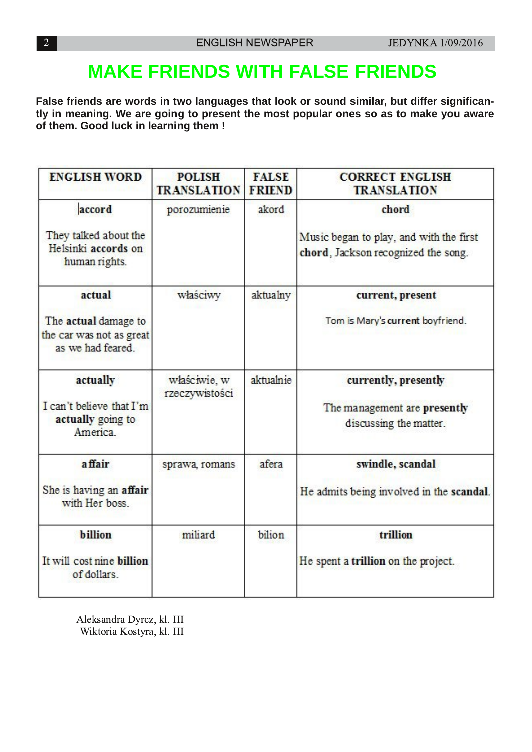# MAKE FRIENDS WITH FALSE FRIENDS

**False friends are words in two languages that look or sound similar, but differ significantly in meaning. We are going to present the most popular ones so as to make you aware of them. Good luck in learning them !**

| ENGLISH WORD | POLISH TRANSLATION | FALSE FRIEND | CORRECT ENGLISH TRANSLATION |
|---|---|---|---|
| **accord**<br><br>They talked about the Helsinki **accords** on human rights. | porozumienie | akord | **chord**<br><br>Music began to play, and with the first **chord**, Jackson recognized the song. |
| **actual**<br><br>The **actual** damage to the car was not as great as we had feared. | właściwy | aktualny | **current, present**<br><br>Tom is Mary's **current** boyfriend. |
| **actually**<br><br>I can't believe that I'm **actually** going to America. | właściwie, w rzeczywistości | aktualnie | **currently, presently**<br><br>The management are **presently** discussing the matter. |
| **affair**<br><br>She is having an **affair** with Her boss. | sprawa, romans | afera | **swindle, scandal**<br><br>He admits being involved in the **scandal**. |
| **billion**<br><br>It will cost nine **billion** of dollars. | miliard | bilion | **trillion**<br><br>He spent a **trillion** on the project. |

Aleksandra Dyrcz, kl. III
Wiktoria Kostyra, kl. III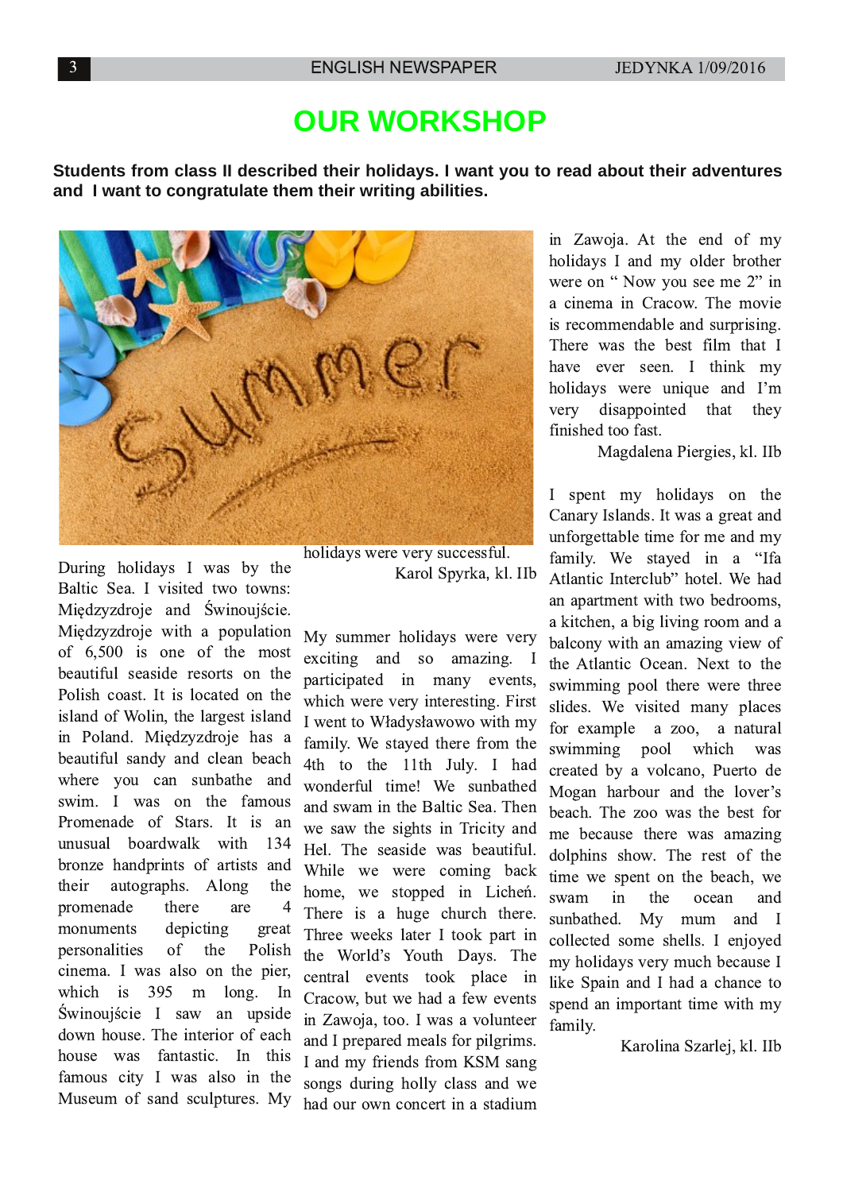# OUR WORKSHOP

**Students from class II described their holidays. I want you to read about their adventures and I want to congratulate them their writing abilities.**

During holidays I was by the Baltic Sea. I visited two towns: Międzyzdroje and Świnoujście. Międzyzdroje with a population of 6,500 is one of the most beautiful seaside resorts on the Polish coast. It is located on the island of Wolin, the largest island in Poland. Międzyzdroje has a beautiful sandy and clean beach where you can sunbathe and swim. I was on the famous Promenade of Stars. It is an unusual boardwalk with 134 bronze handprints of artists and their autographs. Along the promenade there are 4 monuments depicting great personalities of the Polish cinema. I was also on the pier, which is 395 m long. In Świnoujście I saw an upside down house. The interior of each house was fantastic. In this famous city I was also in the Museum of sand sculptures. My holidays were very successful.

Karol Spyrka, kl. IIb

My summer holidays were very exciting and so amazing. I participated in many events, which were very interesting. First I went to Władysławowo with my family. We stayed there from the 4th to the 11th July. I had wonderful time! We sunbathed and swam in the Baltic Sea. Then we saw the sights in Tricity and Hel. The seaside was beautiful. While we were coming back home, we stopped in Licheń. There is a huge church there. Three weeks later I took part in the World's Youth Days. The central events took place in Cracow, but we had a few events in Zawoja, too. I was a volunteer and I prepared meals for pilgrims. I and my friends from KSM sang songs during holly class and we had our own concert in a stadium in Zawoja. At the end of my holidays I and my older brother were on " Now you see me 2" in a cinema in Cracow. The movie is recommendable and surprising. There was the best film that I have ever seen. I think my holidays were unique and I'm very disappointed that they finished too fast.

Magdalena Piergies, kl. IIb

I spent my holidays on the Canary Islands. It was a great and unforgettable time for me and my family. We stayed in a "Ifa Atlantic Interclub" hotel. We had an apartment with two bedrooms, a kitchen, a big living room and a balcony with an amazing view of the Atlantic Ocean. Next to the swimming pool there were three slides. We visited many places for example a zoo, a natural swimming pool which was created by a volcano, Puerto de Mogan harbour and the lover's beach. The zoo was the best for me because there was amazing dolphins show. The rest of the time we spent on the beach, we swam in the ocean and sunbathed. My mum and I collected some shells. I enjoyed my holidays very much because I like Spain and I had a chance to spend an important time with my family.

Karolina Szarlej, kl. IIb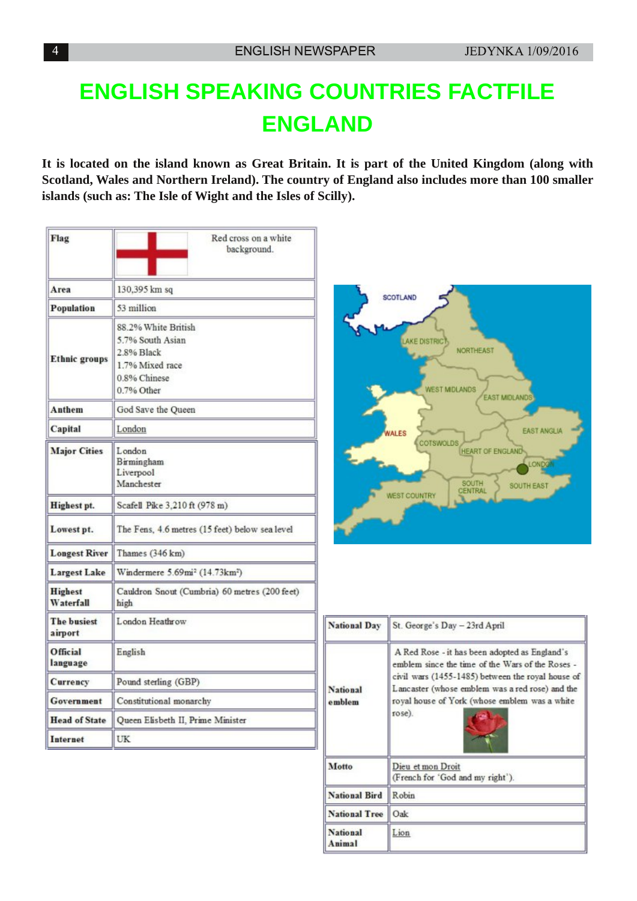# ENGLISH SPEAKING COUNTRIES FACTFILE

# ENGLAND

**It is located on the island known as Great Britain. It is part of the United Kingdom (along with Scotland, Wales and Northern Ireland). The country of England also includes more than 100 smaller islands (such as: The Isle of Wight and the Isles of Scilly).**

| | |
|---|---|
| **Flag** | Red cross on a white background. |
| **Area** | 130,395 km sq |
| **Population** | 53 million |
| **Ethnic groups** | 88.2% White British<br>5.7% South Asian<br>2.8% Black<br>1.7% Mixed race<br>0.8% Chinese<br>0.7% Other |
| **Anthem** | God Save the Queen |
| **Capital** | London |
| **Major Cities** | London<br>Birmingham<br>Liverpool<br>Manchester |
| **Highest pt.** | Scafell Pike 3,210 ft (978 m) |
| **Lowest pt.** | The Fens, 4.6 metres (15 feet) below sea level |
| **Longest River** | Thames (346 km) |
| **Largest Lake** | Windermere 5.69mi² (14.73km²) |
| **Highest Waterfall** | Cauldron Snout (Cumbria) 60 metres (200 feet) high |
| **The busiest airport** | London Heathrow |
| **Official language** | English |
| **Currency** | Pound sterling (GBP) |
| **Government** | Constitutional monarchy |
| **Head of State** | Queen Elisbeth II, Prime Minister |
| **Internet** | UK |

SCOTLAND, LAKE DISTRICT, NORTHEAST, WEST MIDLANDS, EAST MIDLANDS, WALES, EAST ANGLIA, COTSWOLDS, HEART OF ENGLAND, LONDON, SOUTH CENTRAL, SOUTH EAST, WEST COUNTRY

| | |
|---|---|
| **National Day** | St. George's Day – 23rd April |
| **National emblem** | A Red Rose - it has been adopted as England's emblem since the time of the Wars of the Roses - civil wars (1455-1485) between the royal house of Lancaster (whose emblem was a red rose) and the royal house of York (whose emblem was a white rose). |
| **Motto** | Dieu et mon Droit<br>(French for 'God and my right'). |
| **National Bird** | Robin |
| **National Tree** | Oak |
| **National Animal** | Lion |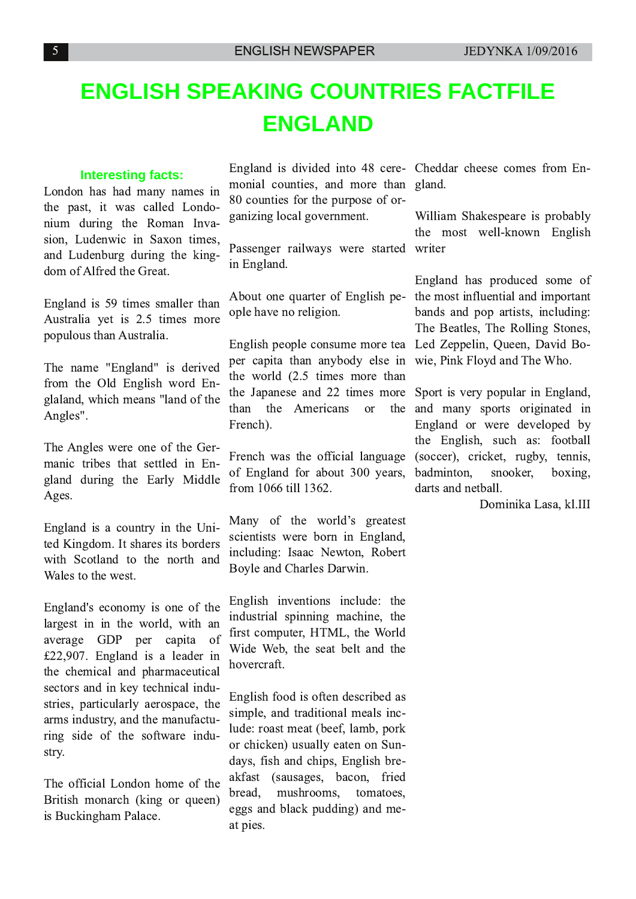# ENGLISH SPEAKING COUNTRIES FACTFILE
# ENGLAND

### Interesting facts:

London has had many names in the past, it was called Londonium during the Roman Invasion, Ludenwic in Saxon times, and Ludenburg during the kingdom of Alfred the Great.

England is 59 times smaller than Australia yet is 2.5 times more populous than Australia.

The name "England" is derived from the Old English word Englaland, which means "land of the Angles".

The Angles were one of the Germanic tribes that settled in England during the Early Middle Ages.

England is a country in the United Kingdom. It shares its borders with Scotland to the north and Wales to the west.

England's economy is one of the largest in in the world, with an average GDP per capita of £22,907. England is a leader in the chemical and pharmaceutical sectors and in key technical industries, particularly aerospace, the arms industry, and the manufacturing side of the software industry.

The official London home of the British monarch (king or queen) is Buckingham Palace.

England is divided into 48 ceremonial counties, and more than 80 counties for the purpose of organizing local government.

Passenger railways were started in England.

About one quarter of English people have no religion.

English people consume more tea per capita than anybody else in the world (2.5 times more than the Japanese and 22 times more than the Americans or the French).

French was the official language of England for about 300 years, from 1066 till 1362.

Many of the world's greatest scientists were born in England, including: Isaac Newton, Robert Boyle and Charles Darwin.

English inventions include: the industrial spinning machine, the first computer, HTML, the World Wide Web, the seat belt and the hovercraft.

English food is often described as simple, and traditional meals include: roast meat (beef, lamb, pork or chicken) usually eaten on Sundays, fish and chips, English breakfast (sausages, bacon, fried bread, mushrooms, tomatoes, eggs and black pudding) and meat pies.

Cheddar cheese comes from England.

William Shakespeare is probably the most well-known English writer

England has produced some of the most influential and important bands and pop artists, including: The Beatles, The Rolling Stones, Led Zeppelin, Queen, David Bowie, Pink Floyd and The Who.

Sport is very popular in England, and many sports originated in England or were developed by the English, such as: football (soccer), cricket, rugby, tennis, badminton, snooker, boxing, darts and netball.

Dominika Lasa, kl.III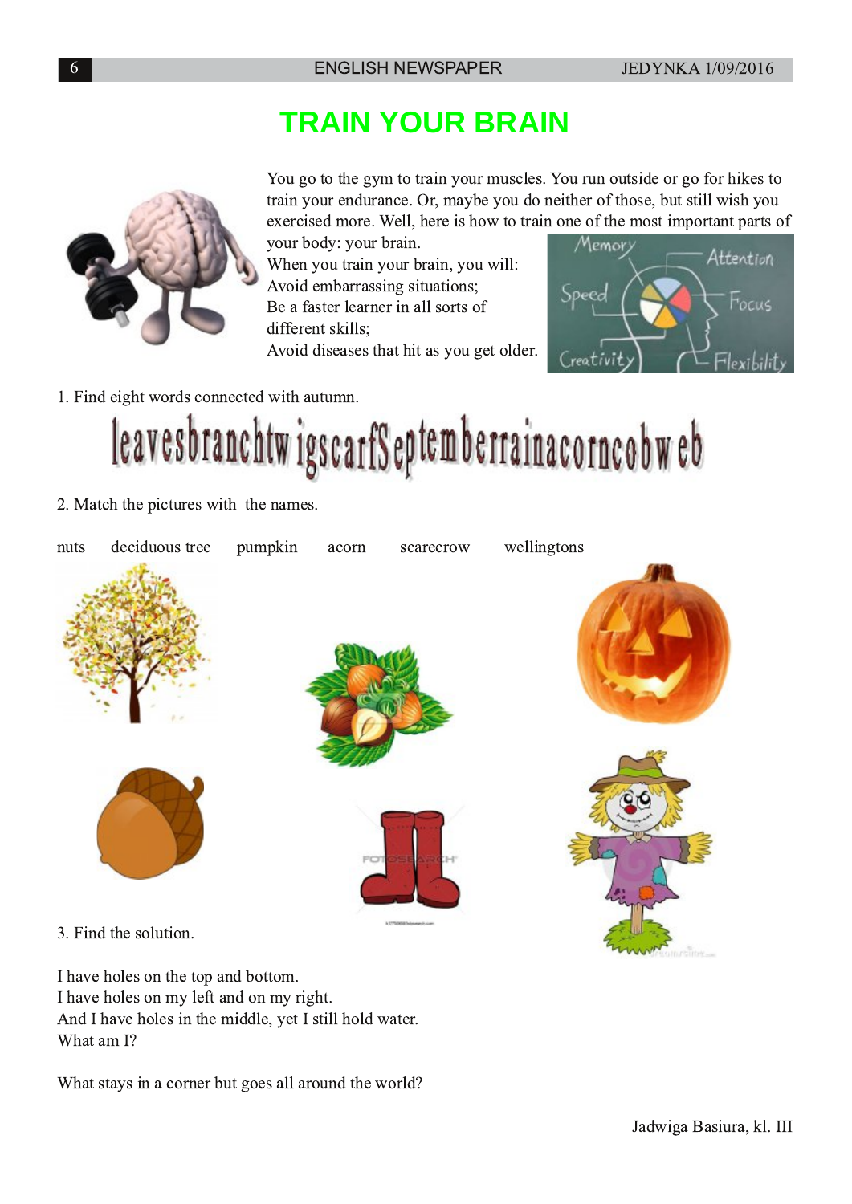# TRAIN YOUR BRAIN

You go to the gym to train your muscles. You run outside or go for hikes to train your endurance. Or, maybe you do neither of those, but still wish you exercised more. Well, here is how to train one of the most important parts of your body: your brain.

When you train your brain, you will:

Avoid embarrassing situations;

Be a faster learner in all sorts of different skills;

Avoid diseases that hit as you get older.

1. Find eight words connected with autumn.

leavesbranchtwigscarfSeptemberrainacorncobweb

2. Match the pictures with the names.

nuts   deciduous tree   pumpkin   acorn   scarecrow   wellingtons

3. Find the solution.

I have holes on the top and bottom.
I have holes on my left and on my right.
And I have holes in the middle, yet I still hold water.
What am I?

What stays in a corner but goes all around the world?

Jadwiga Basiura, kl. III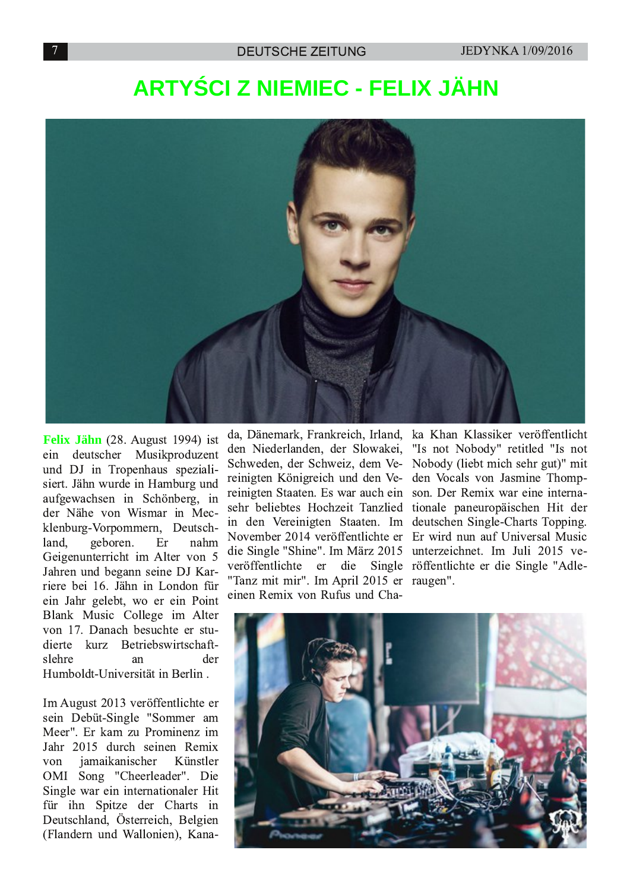# ARTYŚCI Z NIEMIEC - FELIX JÄHN

**Felix Jähn** (28. August 1994) ist ein deutscher Musikproduzent und DJ in Tropenhaus spezialisiert. Jähn wurde in Hamburg und aufgewachsen in Schönberg, in der Nähe von Wismar in Mecklenburg-Vorpommern, Deutschland, geboren. Er nahm Geigenunterricht im Alter von 5 Jahren und begann seine DJ Karriere bei 16. Jähn in London für ein Jahr gelebt, wo er ein Point Blank Music College im Alter von 17. Danach besuchte er studierte kurz Betriebswirtschaftslehre an der Humboldt-Universität in Berlin .

Im August 2013 veröffentlichte er sein Debüt-Single "Sommer am Meer". Er kam zu Prominenz im Jahr 2015 durch seinen Remix von jamaikanischer Künstler OMI Song "Cheerleader". Die Single war ein internationaler Hit für ihn Spitze der Charts in Deutschland, Österreich, Belgien (Flandern und Wallonien), Kanada, Dänemark, Frankreich, Irland, den Niederlanden, der Slowakei, Schweden, der Schweiz, dem Vereinigten Königreich und den Vereinigten Staaten. Es war auch ein sehr beliebtes Hochzeit Tanzlied in den Vereinigten Staaten. Im November 2014 veröffentlichte er die Single "Shine". Im März 2015 veröffentlichte er die Single "Tanz mit mir". Im April 2015 er einen Remix von Rufus und Chaka Khan Klassiker veröffentlicht "Is not Nobody" retitled "Is not Nobody (liebt mich sehr gut)" mit den Vocals von Jasmine Thompson. Der Remix war eine internationale paneuropäischen Hit der deutschen Single-Charts Topping. Er wird nun auf Universal Music unterzeichnet. Im Juli 2015 veröffentlichte er die Single "Adleraugen".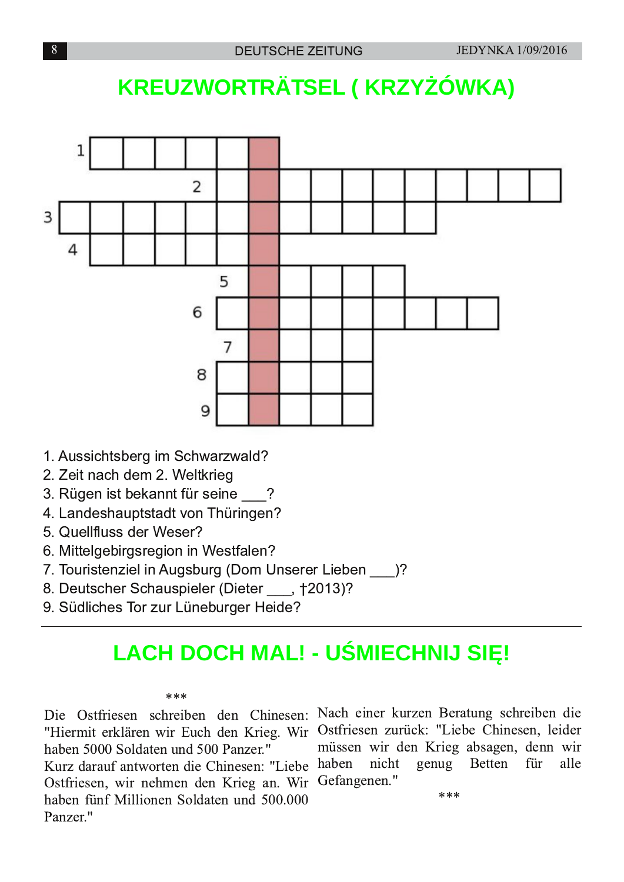# KREUZWORTRÄTSEL ( KRZYŻÓWKA)

1. Aussichtsberg im Schwarzwald?
2. Zeit nach dem 2. Weltkrieg
3. Rügen ist bekannt für seine ___?
4. Landeshauptstadt von Thüringen?
5. Quellfluss der Weser?
6. Mittelgebirgsregion in Westfalen?
7. Touristenziel in Augsburg (Dom Unserer Lieben ___)?
8. Deutscher Schauspieler (Dieter ___, †2013)?
9. Südliches Tor zur Lüneburger Heide?

---

# LACH DOCH MAL! - UŚMIECHNIJ SIĘ!

\*\*\*

Die Ostfriesen schreiben den Chinesen: "Hiermit erklären wir Euch den Krieg. Wir haben 5000 Soldaten und 500 Panzer."
Kurz darauf antworten die Chinesen: "Liebe Ostfriesen, wir nehmen den Krieg an. Wir haben fünf Millionen Soldaten und 500.000 Panzer."
Nach einer kurzen Beratung schreiben die Ostfriesen zurück: "Liebe Chinesen, leider müssen wir den Krieg absagen, denn wir haben nicht genug Betten für alle Gefangenen."

\*\*\*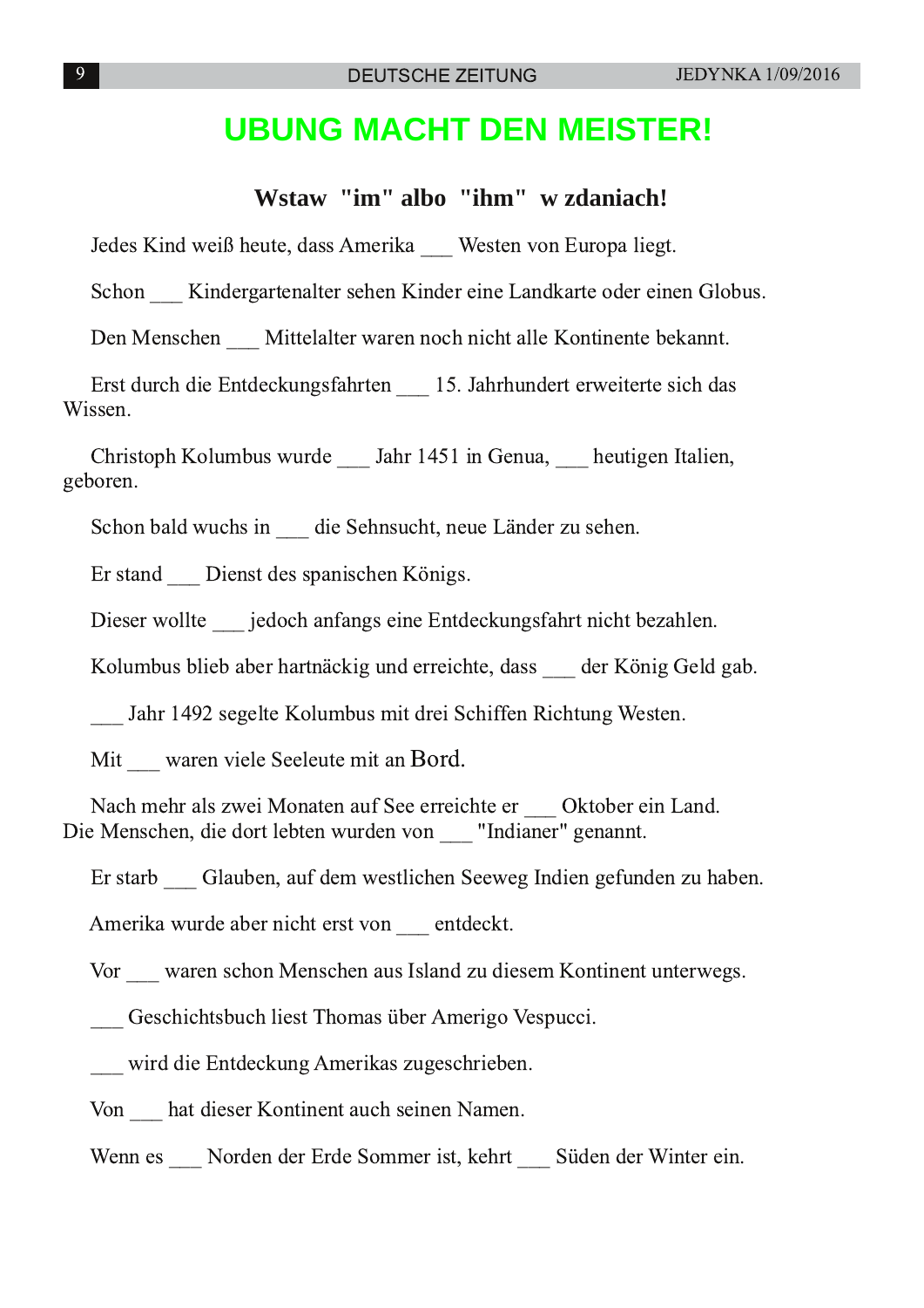# UBUNG MACHT DEN MEISTER!

## Wstaw "im" albo "ihm" w zdaniach!

Jedes Kind weiß heute, dass Amerika ___ Westen von Europa liegt.

Schon ___ Kindergartenalter sehen Kinder eine Landkarte oder einen Globus.

Den Menschen ___ Mittelalter waren noch nicht alle Kontinente bekannt.

Erst durch die Entdeckungsfahrten ___ 15. Jahrhundert erweiterte sich das Wissen.

Christoph Kolumbus wurde ___ Jahr 1451 in Genua, ___ heutigen Italien, geboren.

Schon bald wuchs in ___ die Sehnsucht, neue Länder zu sehen.

Er stand ___ Dienst des spanischen Königs.

Dieser wollte ___ jedoch anfangs eine Entdeckungsfahrt nicht bezahlen.

Kolumbus blieb aber hartnäckig und erreichte, dass ___ der König Geld gab.

___ Jahr 1492 segelte Kolumbus mit drei Schiffen Richtung Westen.

Mit ___ waren viele Seeleute mit an Bord.

Nach mehr als zwei Monaten auf See erreichte er ___ Oktober ein Land. Die Menschen, die dort lebten wurden von ___ "Indianer" genannt.

Er starb ___ Glauben, auf dem westlichen Seeweg Indien gefunden zu haben.

Amerika wurde aber nicht erst von ___ entdeckt.

Vor ___ waren schon Menschen aus Island zu diesem Kontinent unterwegs.

___ Geschichtsbuch liest Thomas über Amerigo Vespucci.

___ wird die Entdeckung Amerikas zugeschrieben.

Von ___ hat dieser Kontinent auch seinen Namen.

Wenn es ___ Norden der Erde Sommer ist, kehrt ___ Süden der Winter ein.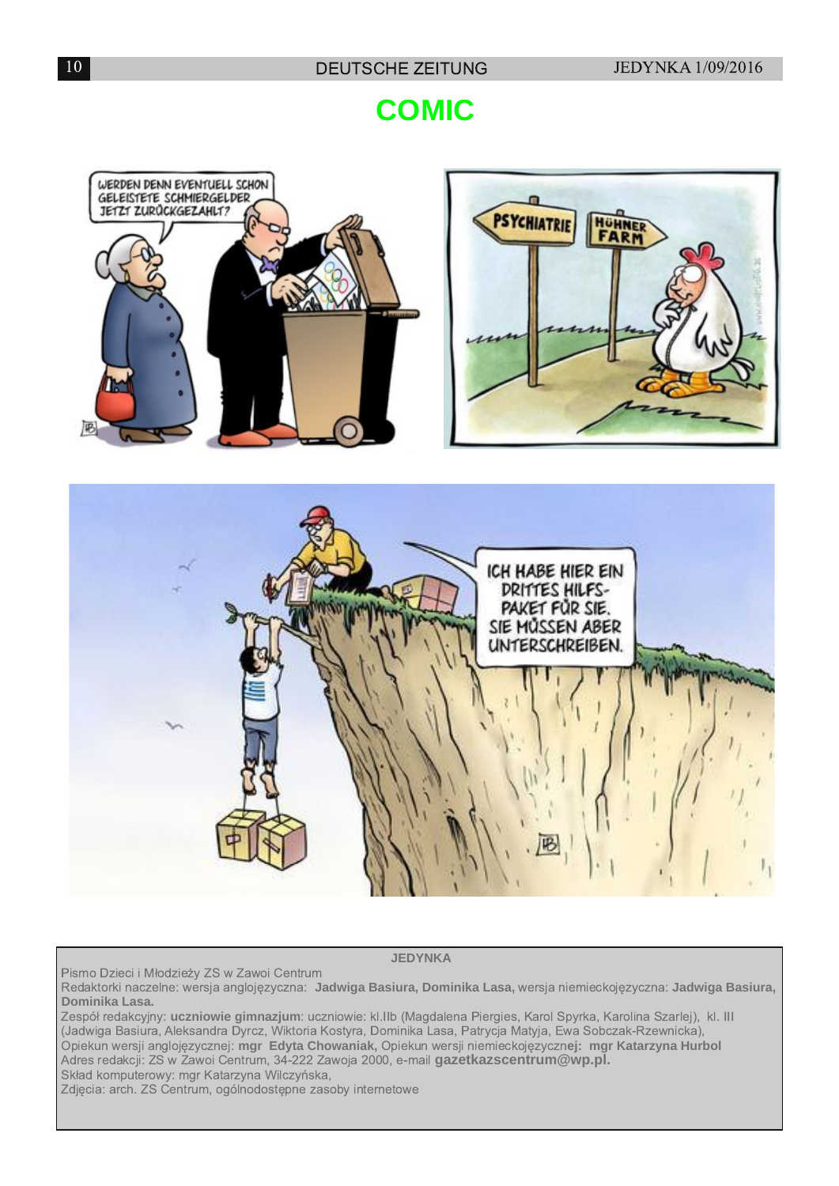# COMIC

WERDEN DENN EVENTUELL SCHON GELEISTETE SCHMIERGELDER JETZT ZURÜCKGEZAHLT?

PSYCHIATRIE

HÜHNER FARM

ICH HABE HIER EIN DRITTES HILFS-PAKET FÜR SIE. SIE MÜSSEN ABER UNTERSCHREIBEN.

---

**JEDYNKA**

Pismo Dzieci i Młodzieży ZS w Zawoi Centrum

Redaktorki naczelne: wersja anglojęzyczna: **Jadwiga Basiura, Dominika Lasa,** wersja niemieckojęzyczna: **Jadwiga Basiura, Dominika Lasa.**

Zespół redakcyjny: **uczniowie gimnazjum**: uczniowie: kl.IIb (Magdalena Piergies, Karol Spyrka, Karolina Szarlej), kl. III (Jadwiga Basiura, Aleksandra Dyrcz, Wiktoria Kostyra, Dominika Lasa, Patrycja Matyja, Ewa Sobczak-Rzewnicka),

Opiekun wersji anglojęzycznej: **mgr Edyta Chowaniak,** Opiekun wersji niemieckojęzycznej: **mgr Katarzyna Hurbol**

Adres redakcji: ZS w Zawoi Centrum, 34-222 Zawoja 2000, e-mail **gazetkazscentrum@wp.pl.**

Skład komputerowy: mgr Katarzyna Wilczyńska,

Zdjęcia: arch. ZS Centrum, ogólnodostępne zasoby internetowe